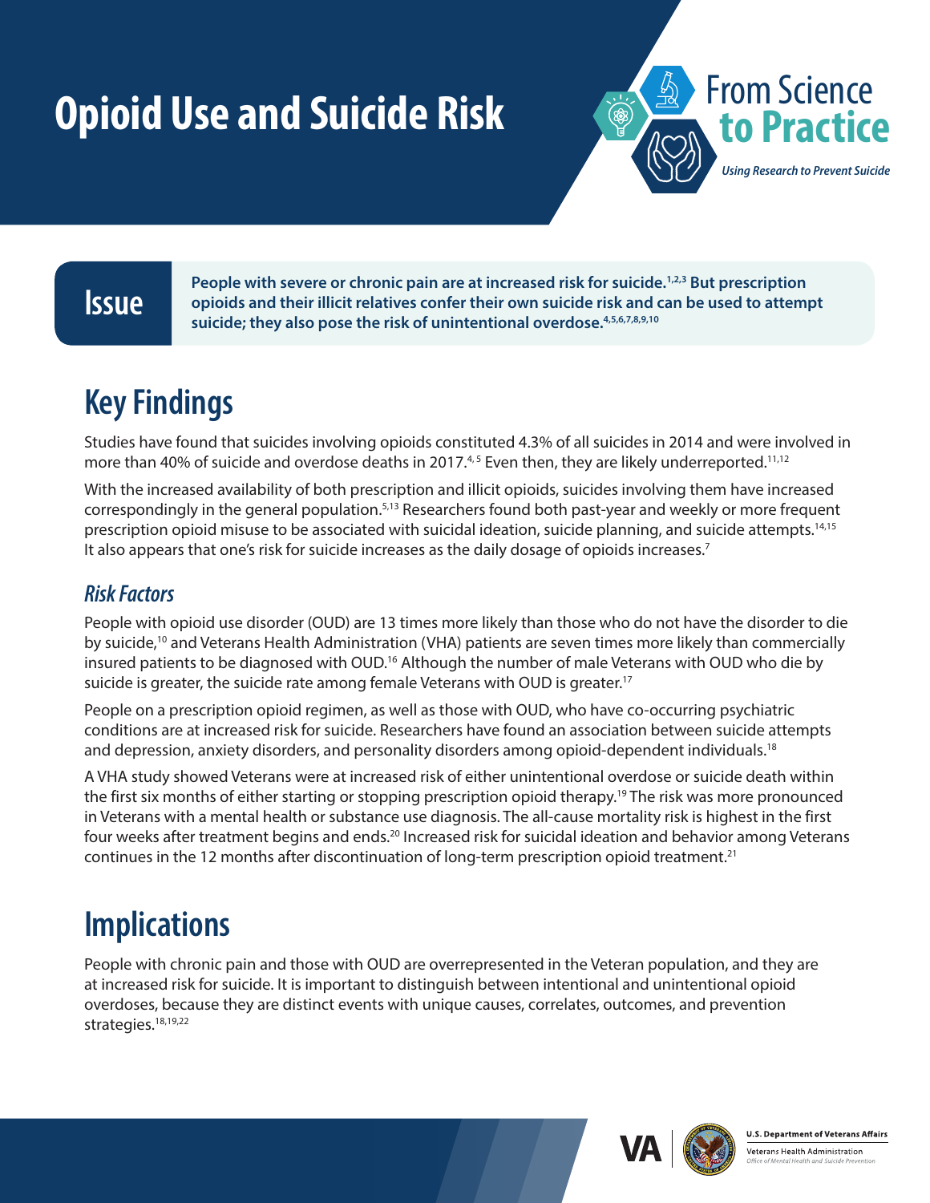# Opioid Use and Suicide Risk

From Science to Practice

*Using Research to Prevent Suicide*

## Issue

**People with severe or chronic pain are at increased risk for suicide.[1,2,3] But prescription opioids and their illicit relatives confer their own suicide risk and can be used to attempt suicide; they also pose the risk of unintentional overdose.[4,5,6,7,8,9,10]**

## Key Findings

Studies have found that suicides involving opioids constituted 4.3% of all suicides in 2014 and were involved in more than 40% of suicide and overdose deaths in 2017.[4,5] Even then, they are likely underreported.[11,12]

With the increased availability of both prescription and illicit opioids, suicides involving them have increased correspondingly in the general population.[5,13] Researchers found both past-year and weekly or more frequent prescription opioid misuse to be associated with suicidal ideation, suicide planning, and suicide attempts.[14,15] It also appears that one's risk for suicide increases as the daily dosage of opioids increases.[7]

### *Risk Factors*

People with opioid use disorder (OUD) are 13 times more likely than those who do not have the disorder to die by suicide,[10] and Veterans Health Administration (VHA) patients are seven times more likely than commercially insured patients to be diagnosed with OUD.[16] Although the number of male Veterans with OUD who die by suicide is greater, the suicide rate among female Veterans with OUD is greater.[17]

People on a prescription opioid regimen, as well as those with OUD, who have co-occurring psychiatric conditions are at increased risk for suicide. Researchers have found an association between suicide attempts and depression, anxiety disorders, and personality disorders among opioid-dependent individuals.[18]

A VHA study showed Veterans were at increased risk of either unintentional overdose or suicide death within the first six months of either starting or stopping prescription opioid therapy.[19] The risk was more pronounced in Veterans with a mental health or substance use diagnosis. The all-cause mortality risk is highest in the first four weeks after treatment begins and ends.[20] Increased risk for suicidal ideation and behavior among Veterans continues in the 12 months after discontinuation of long-term prescription opioid treatment.[21]

## Implications

People with chronic pain and those with OUD are overrepresented in the Veteran population, and they are at increased risk for suicide. It is important to distinguish between intentional and unintentional opioid overdoses, because they are distinct events with unique causes, correlates, outcomes, and prevention strategies.[18,19,22]

U.S. Department of Veterans Affairs

Veterans Health Administration

*Office of Mental Health and Suicide Prevention*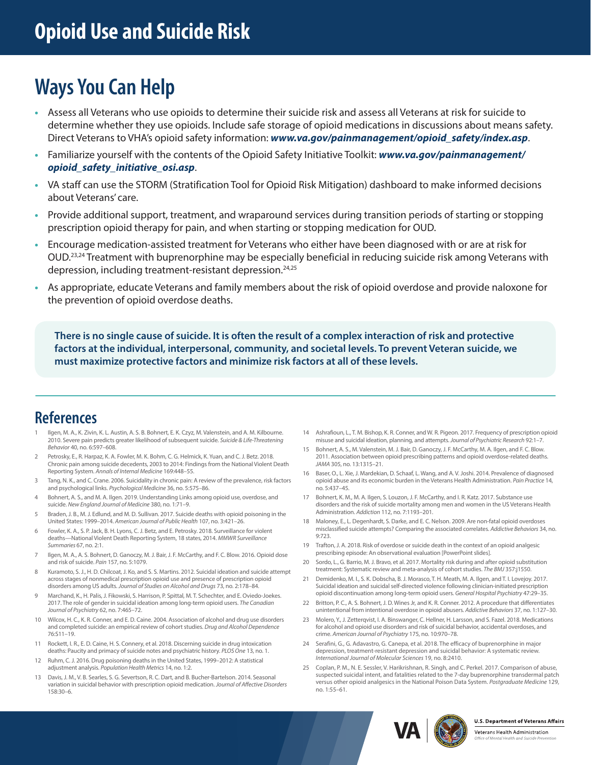# Opioid Use and Suicide Risk

## Ways You Can Help

- Assess all Veterans who use opioids to determine their suicide risk and assess all Veterans at risk for suicide to determine whether they use opioids. Include safe storage of opioid medications in discussions about means safety. Direct Veterans to VHA's opioid safety information: ***www.va.gov/painmanagement/opioid_safety/index.asp***.
- Familiarize yourself with the contents of the Opioid Safety Initiative Toolkit: ***www.va.gov/painmanagement/opioid_safety_initiative_osi.asp***.
- VA staff can use the STORM (Stratification Tool for Opioid Risk Mitigation) dashboard to make informed decisions about Veterans' care.
- Provide additional support, treatment, and wraparound services during transition periods of starting or stopping prescription opioid therapy for pain, and when starting or stopping medication for OUD.
- Encourage medication-assisted treatment for Veterans who either have been diagnosed with or are at risk for OUD.[23,24] Treatment with buprenorphine may be especially beneficial in reducing suicide risk among Veterans with depression, including treatment-resistant depression.[24,25]
- As appropriate, educate Veterans and family members about the risk of opioid overdose and provide naloxone for the prevention of opioid overdose deaths.

**There is no single cause of suicide. It is often the result of a complex interaction of risk and protective factors at the individual, interpersonal, community, and societal levels. To prevent Veteran suicide, we must maximize protective factors and minimize risk factors at all of these levels.**

## References

1. Ilgen, M. A., K. Zivin, K. L. Austin, A. S. B. Bohnert, E. K. Czyz, M. Valenstein, and A. M. Kilbourne. 2010. Severe pain predicts greater likelihood of subsequent suicide. *Suicide & Life-Threatening Behavior* 40, no. 6:597–608.
2. Petrosky, E., R. Harpaz, K. A. Fowler, M. K. Bohm, C. G. Helmick, K. Yuan, and C. J. Betz. 2018. Chronic pain among suicide decedents, 2003 to 2014: Findings from the National Violent Death Reporting System. *Annals of Internal Medicine* 169:448–55.
3. Tang, N. K., and C. Crane. 2006. Suicidality in chronic pain: A review of the prevalence, risk factors and psychological links. *Psychological Medicine* 36, no. 5:575–86.
4. Bohnert, A. S., and M. A. Ilgen. 2019. Understanding Links among opioid use, overdose, and suicide. *New England Journal of Medicine* 380, no. 1:71–9.
5. Braden, J. B., M. J. Edlund, and M. D. Sullivan. 2017. Suicide deaths with opioid poisoning in the United States: 1999–2014. *American Journal of Public Health* 107, no. 3:421–26.
6. Fowler, K. A., S. P. Jack, B. H. Lyons, C. J. Betz, and E. Petrosky. 2018. Surveillance for violent deaths—National Violent Death Reporting System, 18 states, 2014. *MMWR Surveillance Summaries* 67, no. 2:1.
7. Ilgen, M. A., A. S. Bohnert, D. Ganoczy, M. J. Bair, J. F. McCarthy, and F. C. Blow. 2016. Opioid dose and risk of suicide. *Pain* 157, no. 5:1079.
8. Kuramoto, S. J., H. D. Chilcoat, J. Ko, and S. S. Martins. 2012. Suicidal ideation and suicide attempt across stages of nonmedical prescription opioid use and presence of prescription opioid disorders among US adults. *Journal of Studies on Alcohol and Drugs* 73, no. 2:178–84.
9. Marchand, K., H. Palis, J. Fikowski, S. Harrison, P. Spittal, M. T. Schechter, and E. Oviedo-Joekes. 2017. The role of gender in suicidal ideation among long-term opioid users. *The Canadian Journal of Psychiatry* 62, no. 7:465–72.
10. Wilcox, H. C., K. R. Conner, and E. D. Caine. 2004. Association of alcohol and drug use disorders and completed suicide: an empirical review of cohort studies. *Drug and Alcohol Dependence* 76:S11–19.
11. Rockett, I. R., E. D. Caine, H. S. Connery, et al. 2018. Discerning suicide in drug intoxication deaths: Paucity and primacy of suicide notes and psychiatric history. *PLOS One* 13, no. 1.
12. Ruhm, C. J. 2016. Drug poisoning deaths in the United States, 1999–2012: A statistical adjustment analysis. *Population Health Metrics* 14, no. 1:2.
13. Davis, J. M., V. B. Searles, S. G. Severtson, R. C. Dart, and B. Bucher-Bartelson. 2014. Seasonal variation in suicidal behavior with prescription opioid medication. *Journal of Affective Disorders* 158:30–6.
14. Ashrafioun, L., T. M. Bishop, K. R. Conner, and W. R. Pigeon. 2017. Frequency of prescription opioid misuse and suicidal ideation, planning, and attempts. *Journal of Psychiatric Research* 92:1–7.
15. Bohnert, A. S., M. Valenstein, M. J. Bair, D. Ganoczy, J. F. McCarthy, M. A. Ilgen, and F. C. Blow. 2011. Association between opioid prescribing patterns and opioid overdose-related deaths. *JAMA* 305, no. 13:1315–21.
16. Baser, O., L. Xie, J. Mardekian, D. Schaaf, L. Wang, and A. V. Joshi. 2014. Prevalence of diagnosed opioid abuse and its economic burden in the Veterans Health Administration. *Pain Practice* 14, no. 5:437–45.
17. Bohnert, K. M., M. A. Ilgen, S. Louzon, J. F. McCarthy, and I. R. Katz. 2017. Substance use disorders and the risk of suicide mortality among men and women in the US Veterans Health Administration. *Addiction* 112, no. 7:1193–201.
18. Maloney, E., L. Degenhardt, S. Darke, and E. C. Nelson. 2009. Are non-fatal opioid overdoses misclassified suicide attempts? Comparing the associated correlates. *Addictive Behaviors* 34, no. 9:723.
19. Trafton, J. A. 2018. Risk of overdose or suicide death in the context of an opioid analgesic prescribing episode: An observational evaluation [PowerPoint slides].
20. Sordo, L., G. Barrio, M. J. Bravo, et al. 2017. Mortality risk during and after opioid substitution treatment: Systematic review and meta-analysis of cohort studies. *The BMJ* 357:j1550.
21. Demidenko, M. I., S. K. Dobscha, B. J. Morasco, T. H. Meath, M. A. Ilgen, and T. I. Lovejoy. 2017. Suicidal ideation and suicidal self-directed violence following clinician-initiated prescription opioid discontinuation among long-term opioid users. *General Hospital Psychiatry* 47:29–35.
22. Britton, P. C., A. S. Bohnert, J. D. Wines Jr, and K. R. Conner. 2012. A procedure that differentiates unintentional from intentional overdose in opioid abusers. *Addictive Behaviors* 37, no. 1:127–30.
23. Molero, Y., J. Zetterqvist, I. A. Binswanger, C. Hellner, H. Larsson, and S. Fazel. 2018. Medications for alcohol and opioid use disorders and risk of suicidal behavior, accidental overdoses, and crime. *American Journal of Psychiatry* 175, no. 10:970–78.
24. Serafini, G., G. Adavastro, G. Canepa, et al. 2018. The efficacy of buprenorphine in major depression, treatment-resistant depression and suicidal behavior: A systematic review. *International Journal of Molecular Sciences* 19, no. 8:2410.
25. Coplan, P. M., N. E. Sessler, V. Harikrishnan, R. Singh, and C. Perkel. 2017. Comparison of abuse, suspected suicidal intent, and fatalities related to the 7-day buprenorphine transdermal patch versus other opioid analgesics in the National Poison Data System. *Postgraduate Medicine* 129, no. 1:55–61.

U.S. Department of Veterans Affairs

Veterans Health Administration

Office of Mental Health and Suicide Prevention